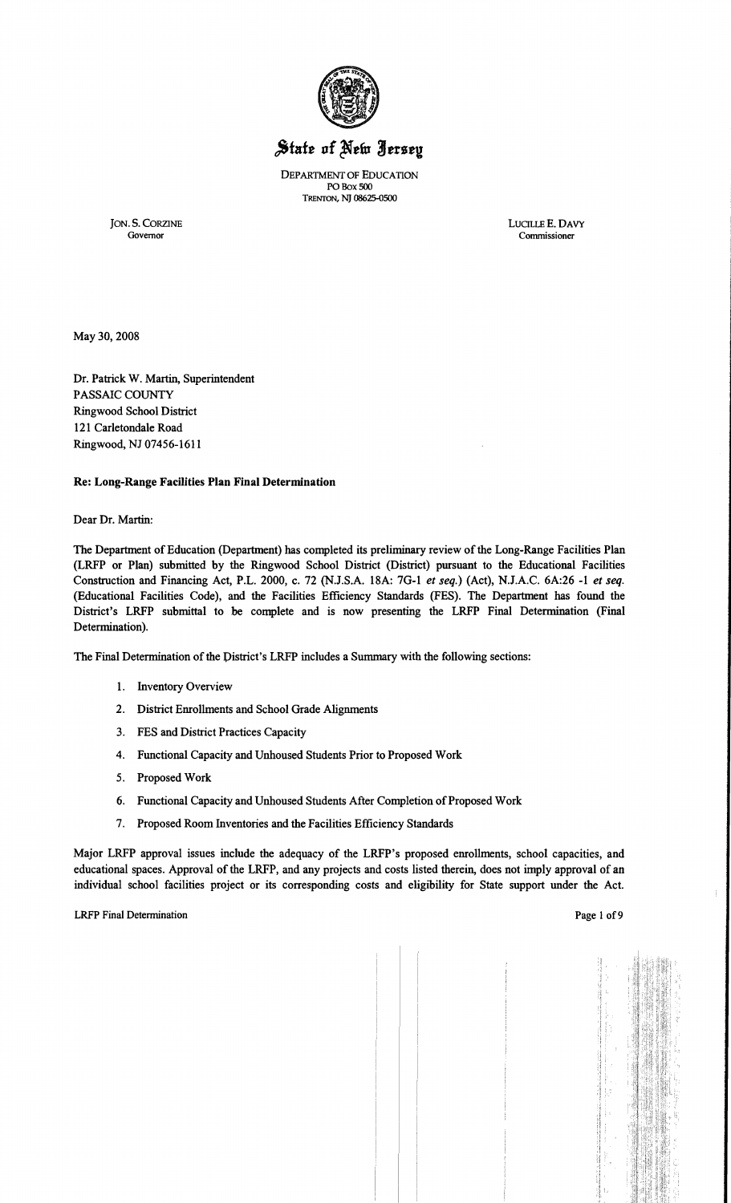# State of New Jersey

DEPARTMENT OF EDUCATION
PO Box 500
TRENTON, NJ 08625-0500

JON. S. CORZINE
Governor

LUCILLE E. DAVY
Commissioner

May 30, 2008

Dr. Patrick W. Martin, Superintendent
PASSAIC COUNTY
Ringwood School District
121 Carletondale Road
Ringwood, NJ 07456-1611

**Re: Long-Range Facilities Plan Final Determination**

Dear Dr. Martin:

The Department of Education (Department) has completed its preliminary review of the Long-Range Facilities Plan (LRFP or Plan) submitted by the Ringwood School District (District) pursuant to the Educational Facilities Construction and Financing Act, P.L. 2000, c. 72 (N.J.S.A. 18A: 7G-1 *et seq.*) (Act), N.J.A.C. 6A:26 -1 *et seq.* (Educational Facilities Code), and the Facilities Efficiency Standards (FES). The Department has found the District's LRFP submittal to be complete and is now presenting the LRFP Final Determination (Final Determination).

The Final Determination of the District's LRFP includes a Summary with the following sections:

1. Inventory Overview
2. District Enrollments and School Grade Alignments
3. FES and District Practices Capacity
4. Functional Capacity and Unhoused Students Prior to Proposed Work
5. Proposed Work
6. Functional Capacity and Unhoused Students After Completion of Proposed Work
7. Proposed Room Inventories and the Facilities Efficiency Standards

Major LRFP approval issues include the adequacy of the LRFP's proposed enrollments, school capacities, and educational spaces. Approval of the LRFP, and any projects and costs listed therein, does not imply approval of an individual school facilities project or its corresponding costs and eligibility for State support under the Act.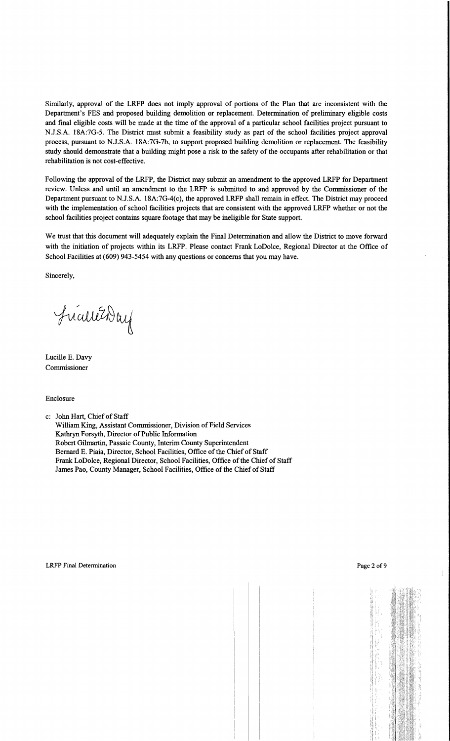Similarly, approval of the LRFP does not imply approval of portions of the Plan that are inconsistent with the Department's FES and proposed building demolition or replacement. Determination of preliminary eligible costs and final eligible costs will be made at the time of the approval of a particular school facilities project pursuant to N.J.S.A. 18A:7G-5. The District must submit a feasibility study as part of the school facilities project approval process, pursuant to N.J.S.A. 18A:7G-7b, to support proposed building demolition or replacement. The feasibility study should demonstrate that a building might pose a risk to the safety of the occupants after rehabilitation or that rehabilitation is not cost-effective.

Following the approval of the LRFP, the District may submit an amendment to the approved LRFP for Department review. Unless and until an amendment to the LRFP is submitted to and approved by the Commissioner of the Department pursuant to N.J.S.A. 18A:7G-4(c), the approved LRFP shall remain in effect. The District may proceed with the implementation of school facilities projects that are consistent with the approved LRFP whether or not the school facilities project contains square footage that may be ineligible for State support.

We trust that this document will adequately explain the Final Determination and allow the District to move forward with the initiation of projects within its LRFP. Please contact Frank LoDolce, Regional Director at the Office of School Facilities at (609) 943-5454 with any questions or concerns that you may have.

Sincerely,

Lucille E. Davy
Commissioner

Enclosure

c: John Hart, Chief of Staff
William King, Assistant Commissioner, Division of Field Services
Kathryn Forsyth, Director of Public Information
Robert Gilmartin, Passaic County, Interim County Superintendent
Bernard E. Piaia, Director, School Facilities, Office of the Chief of Staff
Frank LoDolce, Regional Director, School Facilities, Office of the Chief of Staff
James Pao, County Manager, School Facilities, Office of the Chief of Staff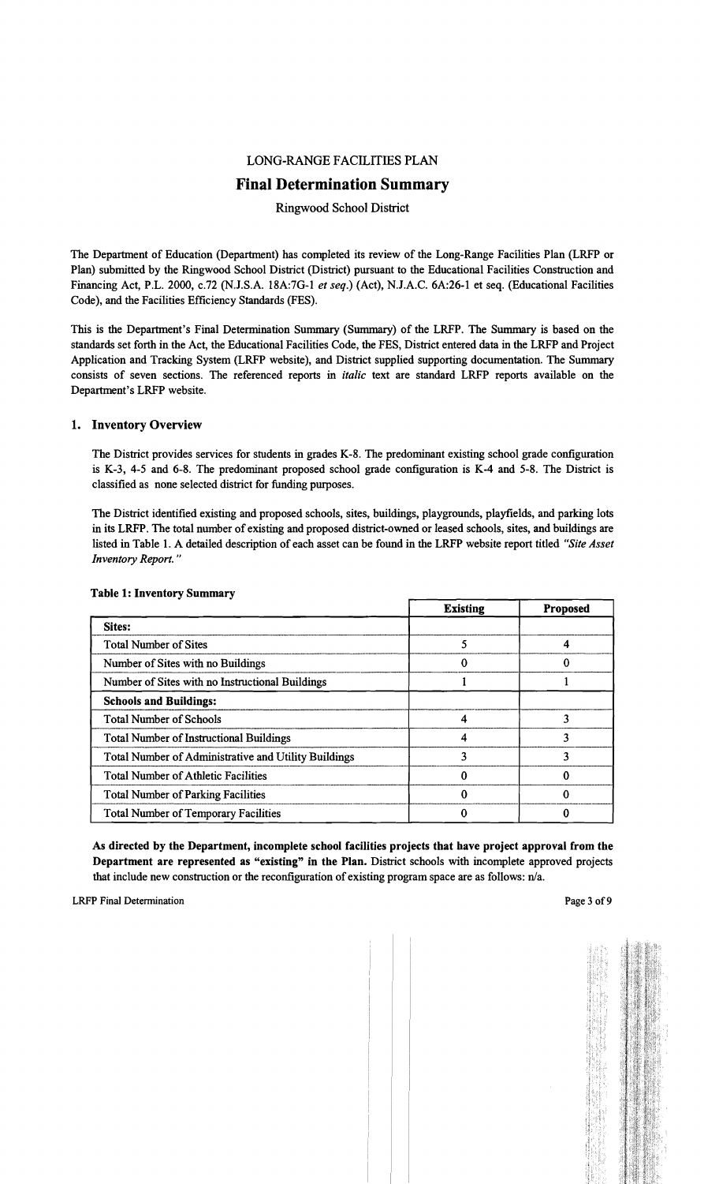LONG-RANGE FACILITIES PLAN

# Final Determination Summary

Ringwood School District

The Department of Education (Department) has completed its review of the Long-Range Facilities Plan (LRFP or Plan) submitted by the Ringwood School District (District) pursuant to the Educational Facilities Construction and Financing Act, P.L. 2000, c.72 (N.J.S.A. 18A:7G-1 *et seq.*) (Act), N.J.A.C. 6A:26-1 et seq. (Educational Facilities Code), and the Facilities Efficiency Standards (FES).

This is the Department's Final Determination Summary (Summary) of the LRFP. The Summary is based on the standards set forth in the Act, the Educational Facilities Code, the FES, District entered data in the LRFP and Project Application and Tracking System (LRFP website), and District supplied supporting documentation. The Summary consists of seven sections. The referenced reports in *italic* text are standard LRFP reports available on the Department's LRFP website.

## 1. Inventory Overview

The District provides services for students in grades K-8. The predominant existing school grade configuration is K-3, 4-5 and 6-8. The predominant proposed school grade configuration is K-4 and 5-8. The District is classified as none selected district for funding purposes.

The District identified existing and proposed schools, sites, buildings, playgrounds, playfields, and parking lots in its LRFP. The total number of existing and proposed district-owned or leased schools, sites, and buildings are listed in Table 1. A detailed description of each asset can be found in the LRFP website report titled *"Site Asset Inventory Report."*

**Table 1: Inventory Summary**

| | Existing | Proposed |
|---|---|---|
| **Sites:** | | |
| Total Number of Sites | 5 | 4 |
| Number of Sites with no Buildings | 0 | 0 |
| Number of Sites with no Instructional Buildings | 1 | 1 |
| **Schools and Buildings:** | | |
| Total Number of Schools | 4 | 3 |
| Total Number of Instructional Buildings | 4 | 3 |
| Total Number of Administrative and Utility Buildings | 3 | 3 |
| Total Number of Athletic Facilities | 0 | 0 |
| Total Number of Parking Facilities | 0 | 0 |
| Total Number of Temporary Facilities | 0 | 0 |

**As directed by the Department, incomplete school facilities projects that have project approval from the Department are represented as "existing" in the Plan.** District schools with incomplete approved projects that include new construction or the reconfiguration of existing program space are as follows: n/a.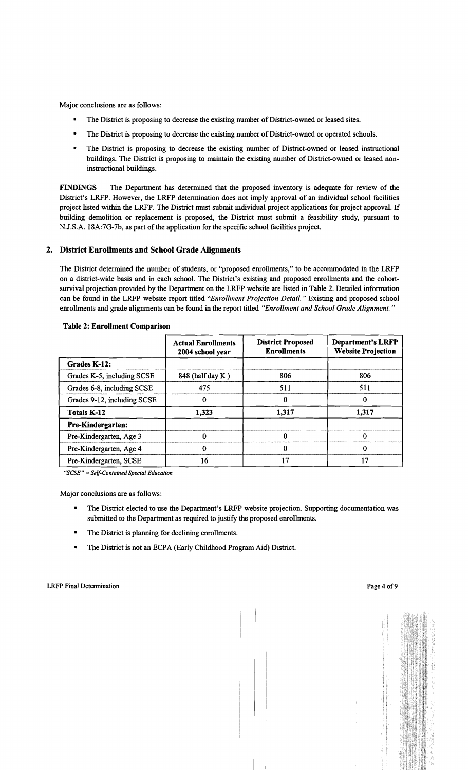Major conclusions are as follows:

- The District is proposing to decrease the existing number of District-owned or leased sites.
- The District is proposing to decrease the existing number of District-owned or operated schools.
- The District is proposing to decrease the existing number of District-owned or leased instructional buildings. The District is proposing to maintain the existing number of District-owned or leased non-instructional buildings.

**FINDINGS** The Department has determined that the proposed inventory is adequate for review of the District's LRFP. However, the LRFP determination does not imply approval of an individual school facilities project listed within the LRFP. The District must submit individual project applications for project approval. If building demolition or replacement is proposed, the District must submit a feasibility study, pursuant to N.J.S.A. 18A:7G-7b, as part of the application for the specific school facilities project.

## 2. District Enrollments and School Grade Alignments

The District determined the number of students, or "proposed enrollments," to be accommodated in the LRFP on a district-wide basis and in each school. The District's existing and proposed enrollments and the cohort-survival projection provided by the Department on the LRFP website are listed in Table 2. Detailed information can be found in the LRFP website report titled *"Enrollment Projection Detail."* Existing and proposed school enrollments and grade alignments can be found in the report titled *"Enrollment and School Grade Alignment."*

**Table 2: Enrollment Comparison**

| | Actual Enrollments 2004 school year | District Proposed Enrollments | Department's LRFP Website Projection |
|---|---|---|---|
| **Grades K-12:** | | | |
| Grades K-5, including SCSE | 848 (half day K ) | 806 | 806 |
| Grades 6-8, including SCSE | 475 | 511 | 511 |
| Grades 9-12, including SCSE | 0 | 0 | 0 |
| **Totals K-12** | **1,323** | **1,317** | **1,317** |
| **Pre-Kindergarten:** | | | |
| Pre-Kindergarten, Age 3 | 0 | 0 | 0 |
| Pre-Kindergarten, Age 4 | 0 | 0 | 0 |
| Pre-Kindergarten, SCSE | 16 | 17 | 17 |

*"SCSE" = Self-Contained Special Education*

Major conclusions are as follows:

- The District elected to use the Department's LRFP website projection. Supporting documentation was submitted to the Department as required to justify the proposed enrollments.
- The District is planning for declining enrollments.
- The District is not an ECPA (Early Childhood Program Aid) District.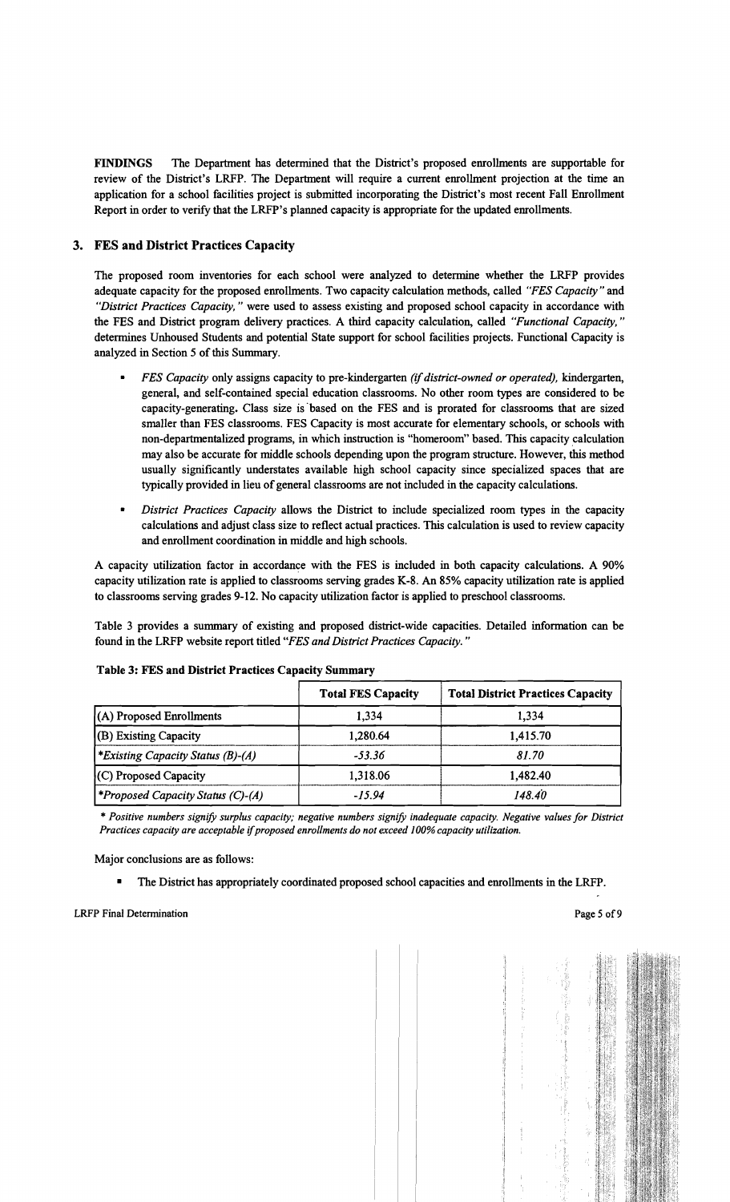**FINDINGS** The Department has determined that the District's proposed enrollments are supportable for review of the District's LRFP. The Department will require a current enrollment projection at the time an application for a school facilities project is submitted incorporating the District's most recent Fall Enrollment Report in order to verify that the LRFP's planned capacity is appropriate for the updated enrollments.

## 3. FES and District Practices Capacity

The proposed room inventories for each school were analyzed to determine whether the LRFP provides adequate capacity for the proposed enrollments. Two capacity calculation methods, called *"FES Capacity"* and *"District Practices Capacity,"* were used to assess existing and proposed school capacity in accordance with the FES and District program delivery practices. A third capacity calculation, called *"Functional Capacity,"* determines Unhoused Students and potential State support for school facilities projects. Functional Capacity is analyzed in Section 5 of this Summary.

- *FES Capacity* only assigns capacity to pre-kindergarten *(if district-owned or operated)*, kindergarten, general, and self-contained special education classrooms. No other room types are considered to be capacity-generating. Class size is based on the FES and is prorated for classrooms that are sized smaller than FES classrooms. FES Capacity is most accurate for elementary schools, or schools with non-departmentalized programs, in which instruction is "homeroom" based. This capacity calculation may also be accurate for middle schools depending upon the program structure. However, this method usually significantly understates available high school capacity since specialized spaces that are typically provided in lieu of general classrooms are not included in the capacity calculations.
- *District Practices Capacity* allows the District to include specialized room types in the capacity calculations and adjust class size to reflect actual practices. This calculation is used to review capacity and enrollment coordination in middle and high schools.

A capacity utilization factor in accordance with the FES is included in both capacity calculations. A 90% capacity utilization rate is applied to classrooms serving grades K-8. An 85% capacity utilization rate is applied to classrooms serving grades 9-12. No capacity utilization factor is applied to preschool classrooms.

Table 3 provides a summary of existing and proposed district-wide capacities. Detailed information can be found in the LRFP website report titled *"FES and District Practices Capacity."*

**Table 3: FES and District Practices Capacity Summary**

| | Total FES Capacity | Total District Practices Capacity |
|---|---|---|
| (A) Proposed Enrollments | 1,334 | 1,334 |
| (B) Existing Capacity | 1,280.64 | 1,415.70 |
| *\*Existing Capacity Status (B)-(A)* | *-53.36* | *81.70* |
| (C) Proposed Capacity | 1,318.06 | 1,482.40 |
| *\*Proposed Capacity Status (C)-(A)* | *-15.94* | *148.40* |

*\* Positive numbers signify surplus capacity; negative numbers signify inadequate capacity. Negative values for District Practices capacity are acceptable if proposed enrollments do not exceed 100% capacity utilization.*

Major conclusions are as follows:

- The District has appropriately coordinated proposed school capacities and enrollments in the LRFP.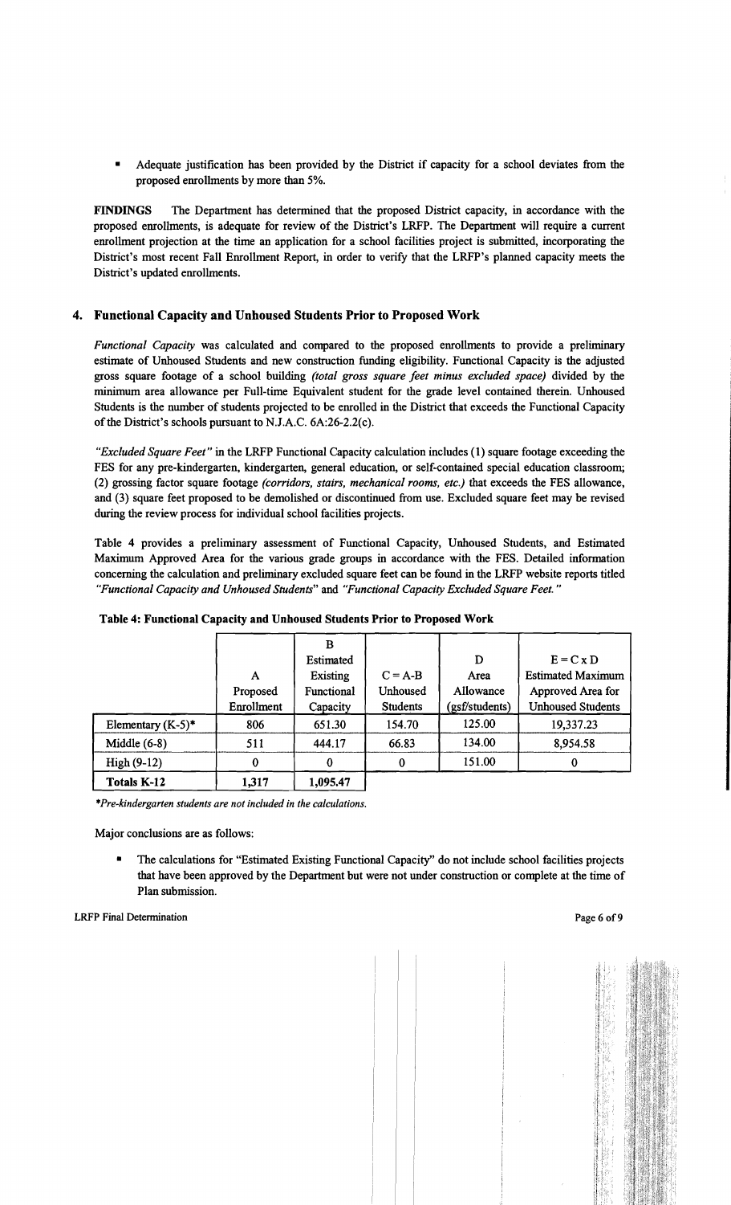- Adequate justification has been provided by the District if capacity for a school deviates from the proposed enrollments by more than 5%.

**FINDINGS** The Department has determined that the proposed District capacity, in accordance with the proposed enrollments, is adequate for review of the District's LRFP. The Department will require a current enrollment projection at the time an application for a school facilities project is submitted, incorporating the District's most recent Fall Enrollment Report, in order to verify that the LRFP's planned capacity meets the District's updated enrollments.

## 4. Functional Capacity and Unhoused Students Prior to Proposed Work

*Functional Capacity* was calculated and compared to the proposed enrollments to provide a preliminary estimate of Unhoused Students and new construction funding eligibility. Functional Capacity is the adjusted gross square footage of a school building *(total gross square feet minus excluded space)* divided by the minimum area allowance per Full-time Equivalent student for the grade level contained therein. Unhoused Students is the number of students projected to be enrolled in the District that exceeds the Functional Capacity of the District's schools pursuant to N.J.A.C. 6A:26-2.2(c).

*"Excluded Square Feet"* in the LRFP Functional Capacity calculation includes (1) square footage exceeding the FES for any pre-kindergarten, kindergarten, general education, or self-contained special education classroom; (2) grossing factor square footage *(corridors, stairs, mechanical rooms, etc.)* that exceeds the FES allowance, and (3) square feet proposed to be demolished or discontinued from use. Excluded square feet may be revised during the review process for individual school facilities projects.

Table 4 provides a preliminary assessment of Functional Capacity, Unhoused Students, and Estimated Maximum Approved Area for the various grade groups in accordance with the FES. Detailed information concerning the calculation and preliminary excluded square feet can be found in the LRFP website reports titled *"Functional Capacity and Unhoused Students"* and *"Functional Capacity Excluded Square Feet."*

**Table 4: Functional Capacity and Unhoused Students Prior to Proposed Work**

| | A Proposed Enrollment | B Estimated Existing Functional Capacity | C = A-B Unhoused Students | D Area Allowance (gsf/students) | E = C x D Estimated Maximum Approved Area for Unhoused Students |
|---|---|---|---|---|---|
| Elementary (K-5)* | 806 | 651.30 | 154.70 | 125.00 | 19,337.23 |
| Middle (6-8) | 511 | 444.17 | 66.83 | 134.00 | 8,954.58 |
| High (9-12) | 0 | 0 | 0 | 151.00 | 0 |
| **Totals K-12** | **1,317** | **1,095.47** | | | |

*\*Pre-kindergarten students are not included in the calculations.*

Major conclusions are as follows:

- The calculations for "Estimated Existing Functional Capacity" do not include school facilities projects that have been approved by the Department but were not under construction or complete at the time of Plan submission.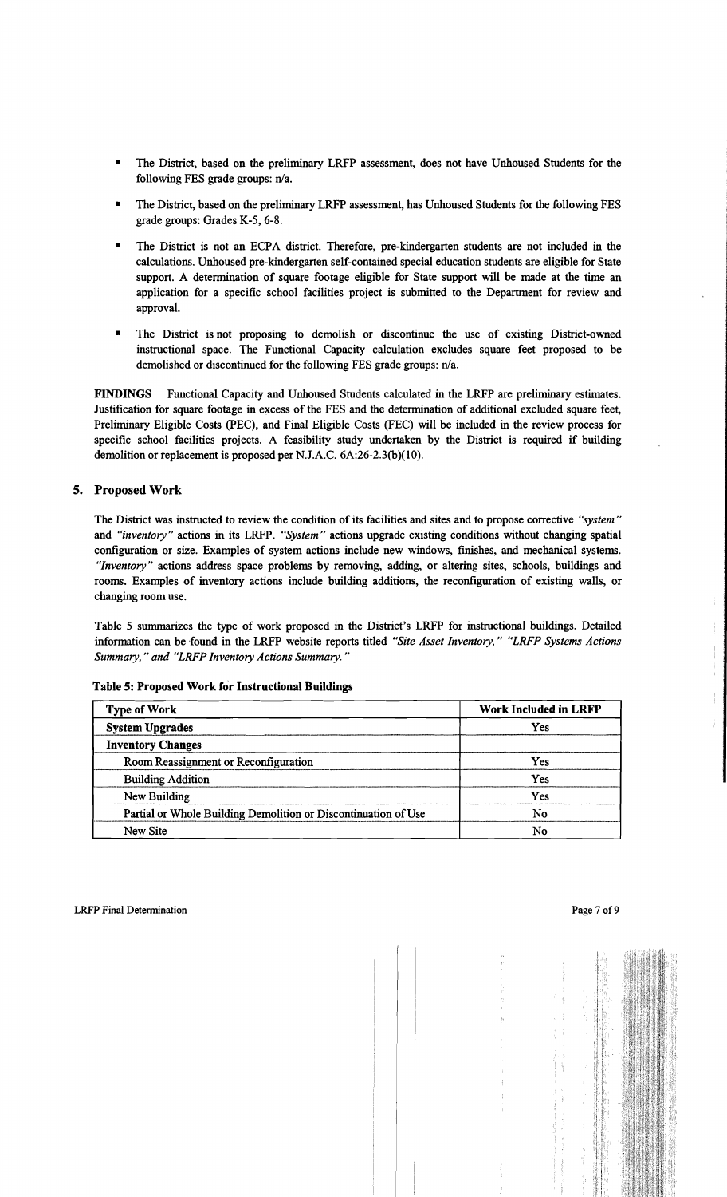- The District, based on the preliminary LRFP assessment, does not have Unhoused Students for the following FES grade groups: n/a.

- The District, based on the preliminary LRFP assessment, has Unhoused Students for the following FES grade groups: Grades K-5, 6-8.

- The District is not an ECPA district. Therefore, pre-kindergarten students are not included in the calculations. Unhoused pre-kindergarten self-contained special education students are eligible for State support. A determination of square footage eligible for State support will be made at the time an application for a specific school facilities project is submitted to the Department for review and approval.

- The District is not proposing to demolish or discontinue the use of existing District-owned instructional space. The Functional Capacity calculation excludes square feet proposed to be demolished or discontinued for the following FES grade groups: n/a.

**FINDINGS** Functional Capacity and Unhoused Students calculated in the LRFP are preliminary estimates. Justification for square footage in excess of the FES and the determination of additional excluded square feet, Preliminary Eligible Costs (PEC), and Final Eligible Costs (FEC) will be included in the review process for specific school facilities projects. A feasibility study undertaken by the District is required if building demolition or replacement is proposed per N.J.A.C. 6A:26-2.3(b)(10).

## 5. Proposed Work

The District was instructed to review the condition of its facilities and sites and to propose corrective *"system"* and *"inventory"* actions in its LRFP. *"System"* actions upgrade existing conditions without changing spatial configuration or size. Examples of system actions include new windows, finishes, and mechanical systems. *"Inventory"* actions address space problems by removing, adding, or altering sites, schools, buildings and rooms. Examples of inventory actions include building additions, the reconfiguration of existing walls, or changing room use.

Table 5 summarizes the type of work proposed in the District's LRFP for instructional buildings. Detailed information can be found in the LRFP website reports titled *"Site Asset Inventory," "LRFP Systems Actions Summary," and "LRFP Inventory Actions Summary."*

**Table 5: Proposed Work for Instructional Buildings**

| Type of Work | Work Included in LRFP |
|---|---|
| **System Upgrades** | Yes |
| **Inventory Changes** | |
| Room Reassignment or Reconfiguration | Yes |
| Building Addition | Yes |
| New Building | Yes |
| Partial or Whole Building Demolition or Discontinuation of Use | No |
| New Site | No |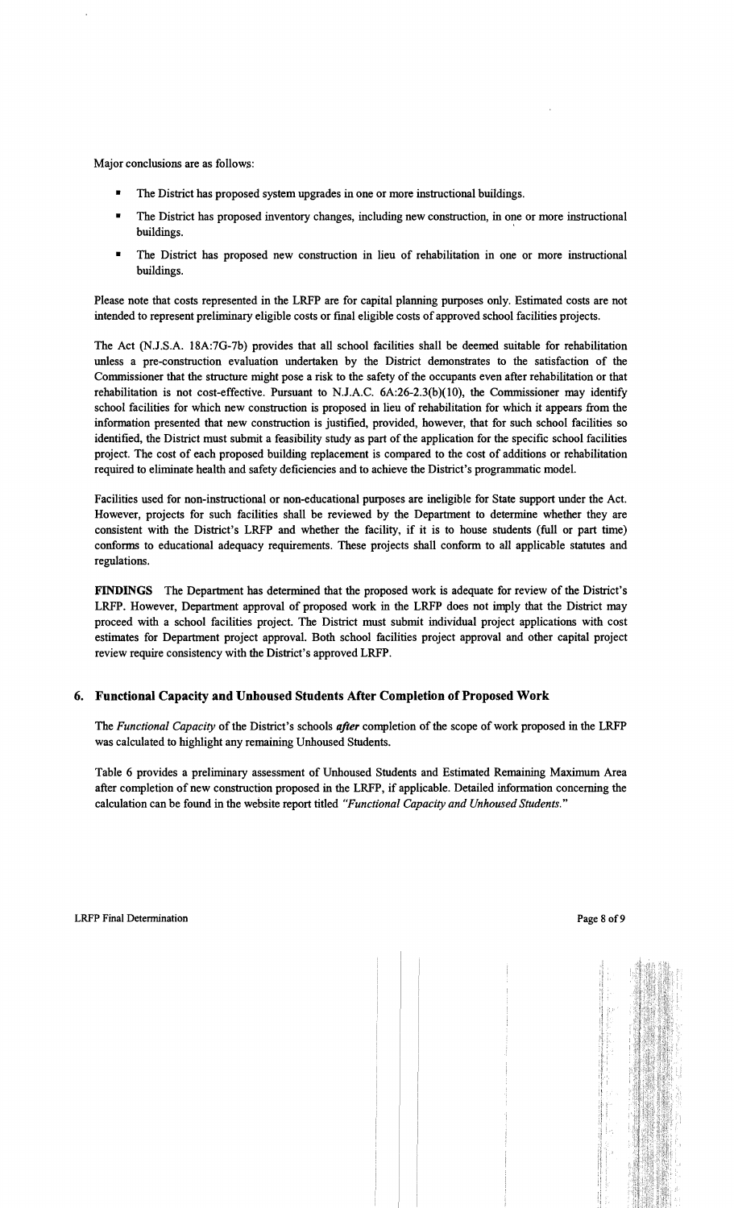Major conclusions are as follows:

- The District has proposed system upgrades in one or more instructional buildings.
- The District has proposed inventory changes, including new construction, in one or more instructional buildings.
- The District has proposed new construction in lieu of rehabilitation in one or more instructional buildings.

Please note that costs represented in the LRFP are for capital planning purposes only. Estimated costs are not intended to represent preliminary eligible costs or final eligible costs of approved school facilities projects.

The Act (N.J.S.A. 18A:7G-7b) provides that all school facilities shall be deemed suitable for rehabilitation unless a pre-construction evaluation undertaken by the District demonstrates to the satisfaction of the Commissioner that the structure might pose a risk to the safety of the occupants even after rehabilitation or that rehabilitation is not cost-effective. Pursuant to N.J.A.C. 6A:26-2.3(b)(10), the Commissioner may identify school facilities for which new construction is proposed in lieu of rehabilitation for which it appears from the information presented that new construction is justified, provided, however, that for such school facilities so identified, the District must submit a feasibility study as part of the application for the specific school facilities project. The cost of each proposed building replacement is compared to the cost of additions or rehabilitation required to eliminate health and safety deficiencies and to achieve the District's programmatic model.

Facilities used for non-instructional or non-educational purposes are ineligible for State support under the Act. However, projects for such facilities shall be reviewed by the Department to determine whether they are consistent with the District's LRFP and whether the facility, if it is to house students (full or part time) conforms to educational adequacy requirements. These projects shall conform to all applicable statutes and regulations.

**FINDINGS** The Department has determined that the proposed work is adequate for review of the District's LRFP. However, Department approval of proposed work in the LRFP does not imply that the District may proceed with a school facilities project. The District must submit individual project applications with cost estimates for Department project approval. Both school facilities project approval and other capital project review require consistency with the District's approved LRFP.

## 6. Functional Capacity and Unhoused Students After Completion of Proposed Work

The *Functional Capacity* of the District's schools ***after*** completion of the scope of work proposed in the LRFP was calculated to highlight any remaining Unhoused Students.

Table 6 provides a preliminary assessment of Unhoused Students and Estimated Remaining Maximum Area after completion of new construction proposed in the LRFP, if applicable. Detailed information concerning the calculation can be found in the website report titled *"Functional Capacity and Unhoused Students."*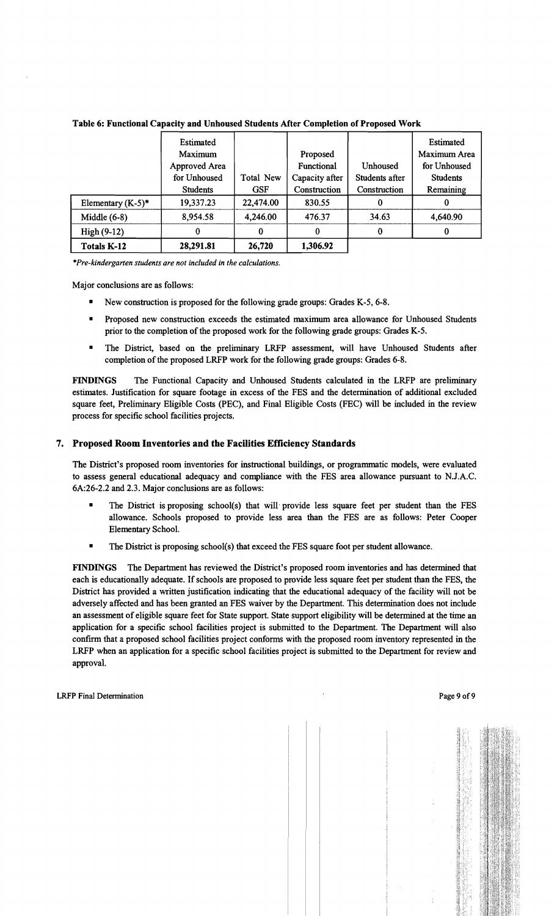**Table 6: Functional Capacity and Unhoused Students After Completion of Proposed Work**

| | Estimated Maximum Approved Area for Unhoused Students | Total New GSF | Proposed Functional Capacity after Construction | Unhoused Students after Construction | Estimated Maximum Area for Unhoused Students Remaining |
|---|---|---|---|---|---|
| Elementary (K-5)* | 19,337.23 | 22,474.00 | 830.55 | 0 | 0 |
| Middle (6-8) | 8,954.58 | 4,246.00 | 476.37 | 34.63 | 4,640.90 |
| High (9-12) | 0 | 0 | 0 | 0 | 0 |
| **Totals K-12** | **28,291.81** | **26,720** | **1,306.92** | | |

*\*Pre-kindergarten students are not included in the calculations.*

Major conclusions are as follows:

- New construction is proposed for the following grade groups: Grades K-5, 6-8.
- Proposed new construction exceeds the estimated maximum area allowance for Unhoused Students prior to the completion of the proposed work for the following grade groups: Grades K-5.
- The District, based on the preliminary LRFP assessment, will have Unhoused Students after completion of the proposed LRFP work for the following grade groups: Grades 6-8.

**FINDINGS** The Functional Capacity and Unhoused Students calculated in the LRFP are preliminary estimates. Justification for square footage in excess of the FES and the determination of additional excluded square feet, Preliminary Eligible Costs (PEC), and Final Eligible Costs (FEC) will be included in the review process for specific school facilities projects.

## 7. Proposed Room Inventories and the Facilities Efficiency Standards

The District's proposed room inventories for instructional buildings, or programmatic models, were evaluated to assess general educational adequacy and compliance with the FES area allowance pursuant to N.J.A.C. 6A:26-2.2 and 2.3. Major conclusions are as follows:

- The District is proposing school(s) that will provide less square feet per student than the FES allowance. Schools proposed to provide less area than the FES are as follows: Peter Cooper Elementary School.
- The District is proposing school(s) that exceed the FES square foot per student allowance.

**FINDINGS** The Department has reviewed the District's proposed room inventories and has determined that each is educationally adequate. If schools are proposed to provide less square feet per student than the FES, the District has provided a written justification indicating that the educational adequacy of the facility will not be adversely affected and has been granted an FES waiver by the Department. This determination does not include an assessment of eligible square feet for State support. State support eligibility will be determined at the time an application for a specific school facilities project is submitted to the Department. The Department will also confirm that a proposed school facilities project conforms with the proposed room inventory represented in the LRFP when an application for a specific school facilities project is submitted to the Department for review and approval.